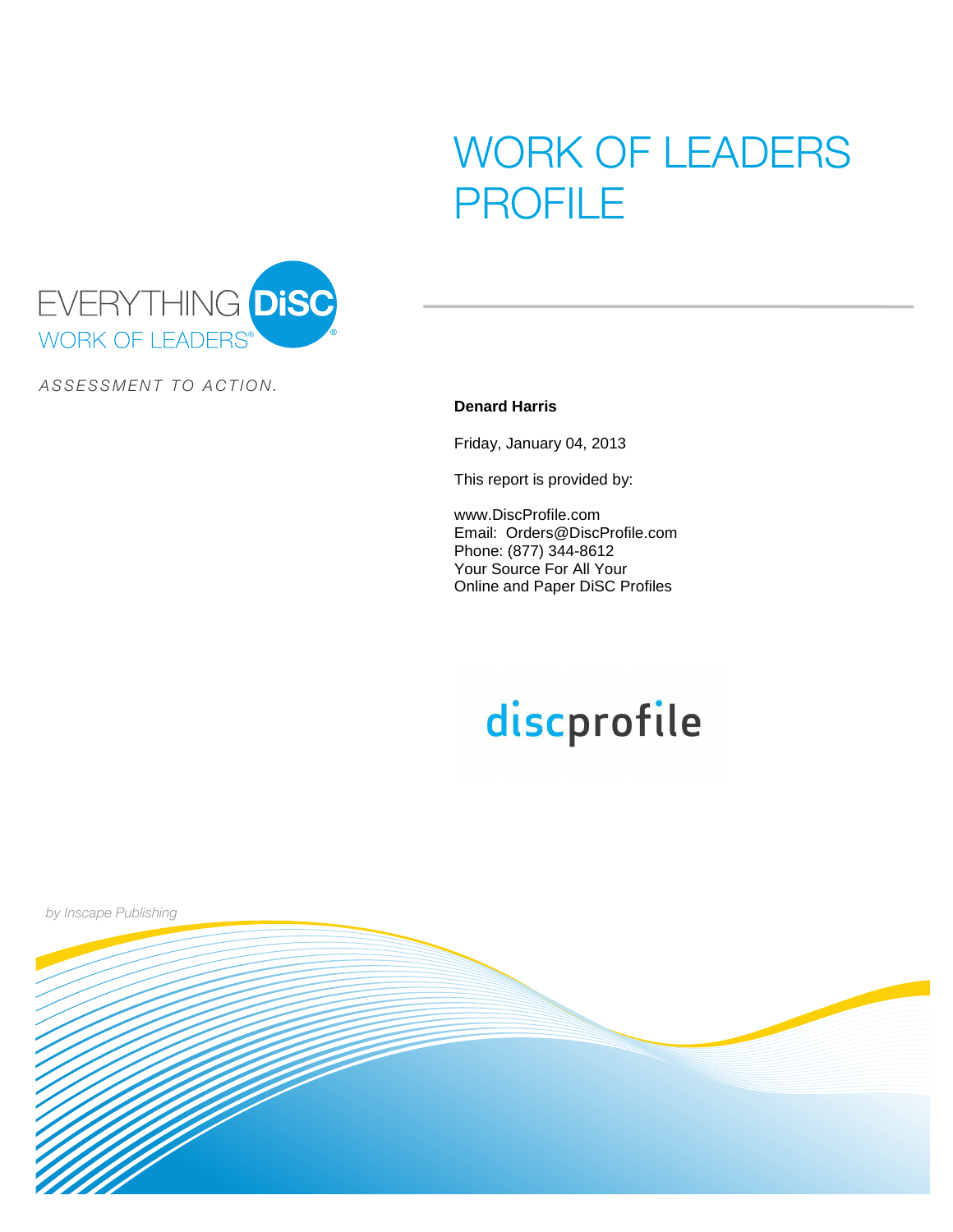# WORK OF LEADERS PROFILE

EVERYTHING DiSC

WORK OF LEADERS®

*ASSESSMENT TO ACTION.*

**Denard Harris**

Friday, January 04, 2013

This report is provided by:

www.DiscProfile.com
Email: Orders@DiscProfile.com
Phone: (877) 344-8612
Your Source For All Your
Online and Paper DiSC Profiles

discprofile

*by Inscape Publishing*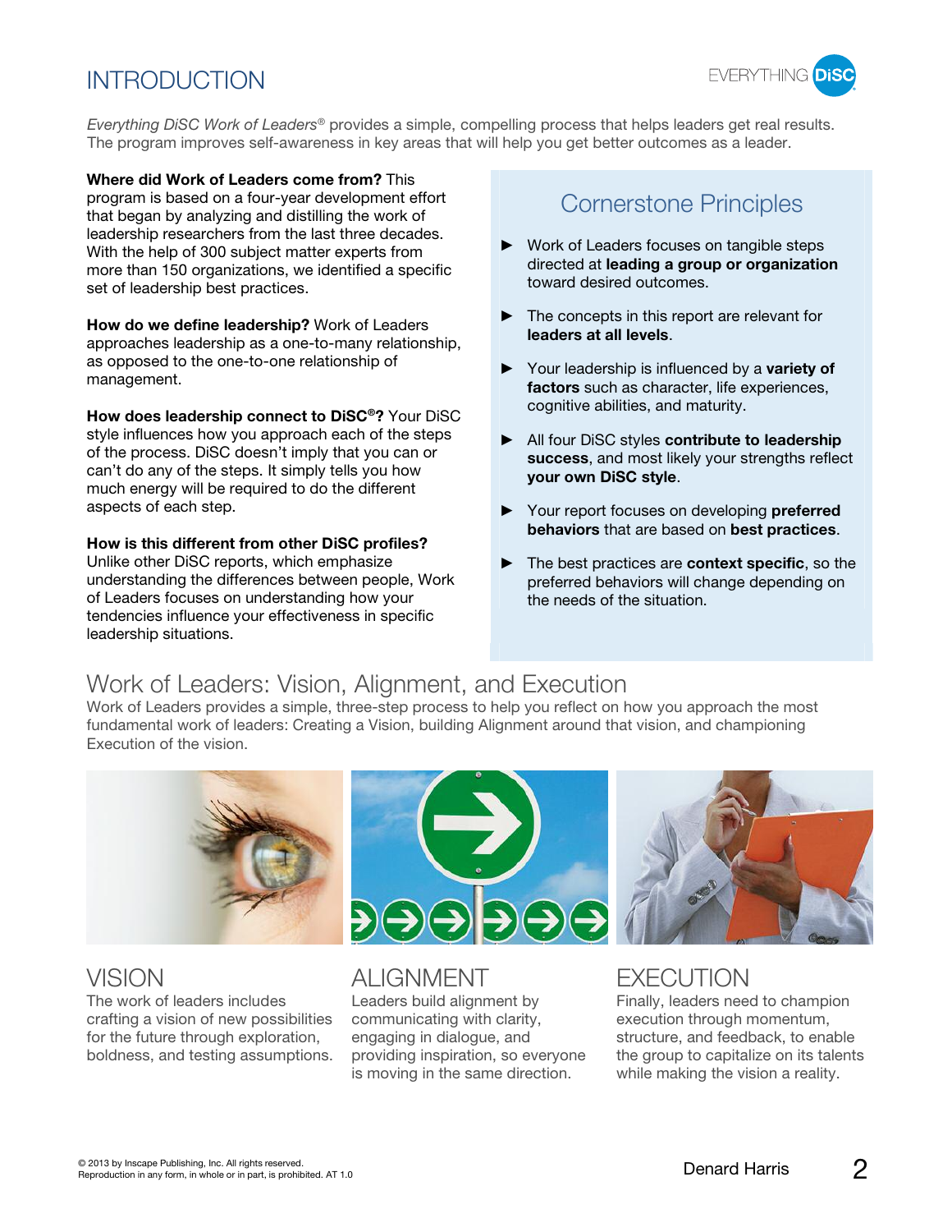# INTRODUCTION

*Everything DiSC Work of Leaders®* provides a simple, compelling process that helps leaders get real results. The program improves self-awareness in key areas that will help you get better outcomes as a leader.

**Where did Work of Leaders come from?** This program is based on a four-year development effort that began by analyzing and distilling the work of leadership researchers from the last three decades. With the help of 300 subject matter experts from more than 150 organizations, we identified a specific set of leadership best practices.

**How do we define leadership?** Work of Leaders approaches leadership as a one-to-many relationship, as opposed to the one-to-one relationship of management.

**How does leadership connect to DiSC®?** Your DiSC style influences how you approach each of the steps of the process. DiSC doesn't imply that you can or can't do any of the steps. It simply tells you how much energy will be required to do the different aspects of each step.

**How is this different from other DiSC profiles?** Unlike other DiSC reports, which emphasize understanding the differences between people, Work of Leaders focuses on understanding how your tendencies influence your effectiveness in specific leadership situations.

## Cornerstone Principles

- Work of Leaders focuses on tangible steps directed at **leading a group or organization** toward desired outcomes.
- The concepts in this report are relevant for **leaders at all levels**.
- Your leadership is influenced by a **variety of factors** such as character, life experiences, cognitive abilities, and maturity.
- All four DiSC styles **contribute to leadership success**, and most likely your strengths reflect **your own DiSC style**.
- Your report focuses on developing **preferred behaviors** that are based on **best practices**.
- The best practices are **context specific**, so the preferred behaviors will change depending on the needs of the situation.

## Work of Leaders: Vision, Alignment, and Execution

Work of Leaders provides a simple, three-step process to help you reflect on how you approach the most fundamental work of leaders: Creating a Vision, building Alignment around that vision, and championing Execution of the vision.

### VISION

The work of leaders includes crafting a vision of new possibilities for the future through exploration, boldness, and testing assumptions.

### ALIGNMENT

Leaders build alignment by communicating with clarity, engaging in dialogue, and providing inspiration, so everyone is moving in the same direction.

### EXECUTION

Finally, leaders need to champion execution through momentum, structure, and feedback, to enable the group to capitalize on its talents while making the vision a reality.

© 2013 by Inscape Publishing, Inc. All rights reserved.
Reproduction in any form, in whole or in part, is prohibited. AT 1.0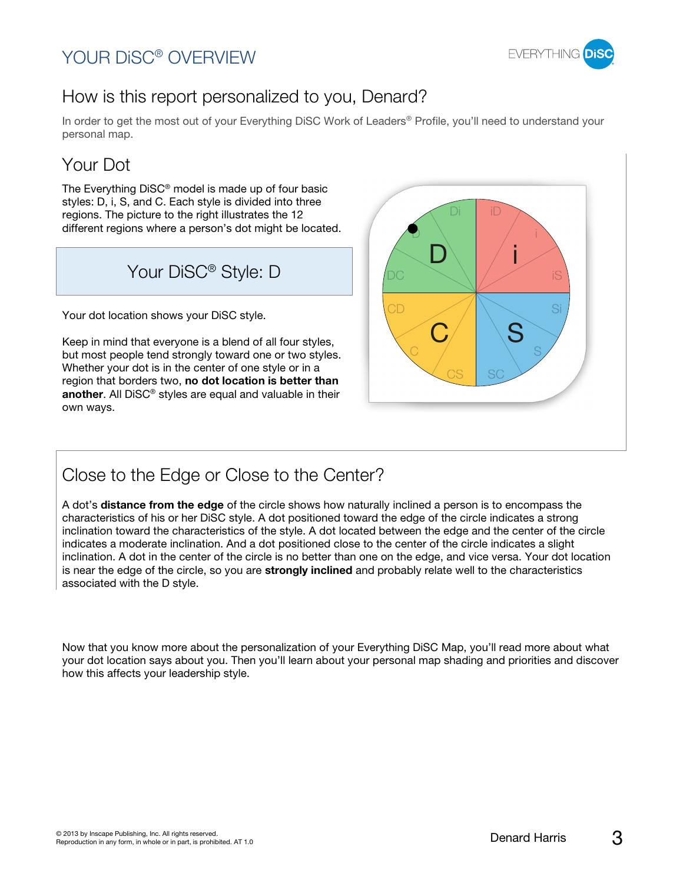# YOUR DiSC® OVERVIEW

## How is this report personalized to you, Denard?

In order to get the most out of your Everything DiSC Work of Leaders® Profile, you'll need to understand your personal map.

### Your Dot

The Everything DiSC® model is made up of four basic styles: D, i, S, and C. Each style is divided into three regions. The picture to the right illustrates the 12 different regions where a person's dot might be located.

**Your DiSC® Style: D**

Your dot location shows your DiSC style.

Keep in mind that everyone is a blend of all four styles, but most people tend strongly toward one or two styles. Whether your dot is in the center of one style or in a region that borders two, **no dot location is better than another**. All DiSC® styles are equal and valuable in their own ways.

### Close to the Edge or Close to the Center?

A dot's **distance from the edge** of the circle shows how naturally inclined a person is to encompass the characteristics of his or her DiSC style. A dot positioned toward the edge of the circle indicates a strong inclination toward the characteristics of the style. A dot located between the edge and the center of the circle indicates a moderate inclination. And a dot positioned close to the center of the circle indicates a slight inclination. A dot in the center of the circle is no better than one on the edge, and vice versa. Your dot location is near the edge of the circle, so you are **strongly inclined** and probably relate well to the characteristics associated with the D style.

Now that you know more about the personalization of your Everything DiSC Map, you'll read more about what your dot location says about you. Then you'll learn about your personal map shading and priorities and discover how this affects your leadership style.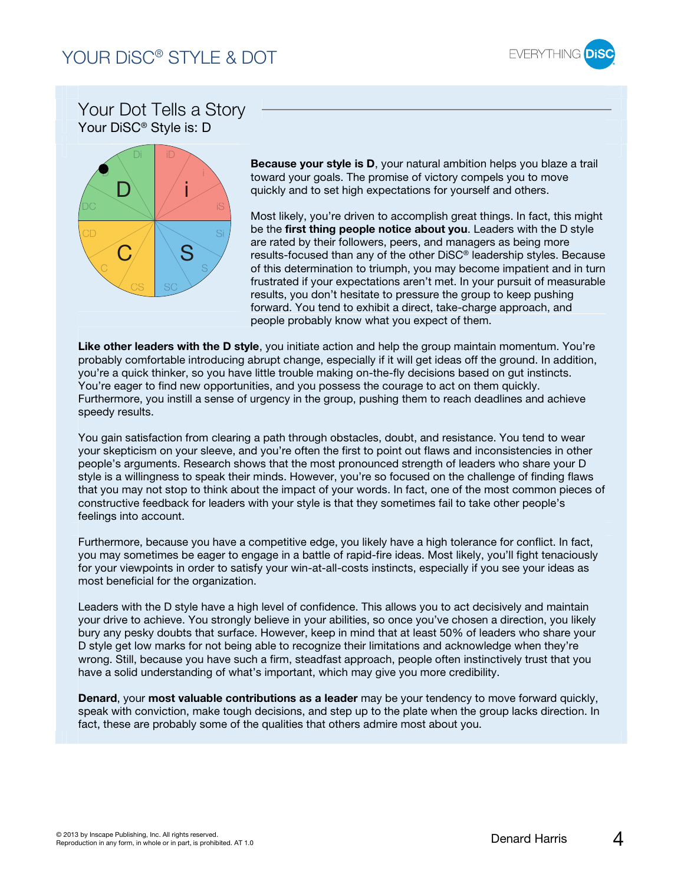# YOUR DiSC® STYLE & DOT

## Your Dot Tells a Story

Your DiSC® Style is: D

**Because your style is D**, your natural ambition helps you blaze a trail toward your goals. The promise of victory compels you to move quickly and to set high expectations for yourself and others.

Most likely, you're driven to accomplish great things. In fact, this might be the **first thing people notice about you**. Leaders with the D style are rated by their followers, peers, and managers as being more results-focused than any of the other DiSC® leadership styles. Because of this determination to triumph, you may become impatient and in turn frustrated if your expectations aren't met. In your pursuit of measurable results, you don't hesitate to pressure the group to keep pushing forward. You tend to exhibit a direct, take-charge approach, and people probably know what you expect of them.

**Like other leaders with the D style**, you initiate action and help the group maintain momentum. You're probably comfortable introducing abrupt change, especially if it will get ideas off the ground. In addition, you're a quick thinker, so you have little trouble making on-the-fly decisions based on gut instincts. You're eager to find new opportunities, and you possess the courage to act on them quickly. Furthermore, you instill a sense of urgency in the group, pushing them to reach deadlines and achieve speedy results.

You gain satisfaction from clearing a path through obstacles, doubt, and resistance. You tend to wear your skepticism on your sleeve, and you're often the first to point out flaws and inconsistencies in other people's arguments. Research shows that the most pronounced strength of leaders who share your D style is a willingness to speak their minds. However, you're so focused on the challenge of finding flaws that you may not stop to think about the impact of your words. In fact, one of the most common pieces of constructive feedback for leaders with your style is that they sometimes fail to take other people's feelings into account.

Furthermore, because you have a competitive edge, you likely have a high tolerance for conflict. In fact, you may sometimes be eager to engage in a battle of rapid-fire ideas. Most likely, you'll fight tenaciously for your viewpoints in order to satisfy your win-at-all-costs instincts, especially if you see your ideas as most beneficial for the organization.

Leaders with the D style have a high level of confidence. This allows you to act decisively and maintain your drive to achieve. You strongly believe in your abilities, so once you've chosen a direction, you likely bury any pesky doubts that surface. However, keep in mind that at least 50% of leaders who share your D style get low marks for not being able to recognize their limitations and acknowledge when they're wrong. Still, because you have such a firm, steadfast approach, people often instinctively trust that you have a solid understanding of what's important, which may give you more credibility.

**Denard**, your **most valuable contributions as a leader** may be your tendency to move forward quickly, speak with conviction, make tough decisions, and step up to the plate when the group lacks direction. In fact, these are probably some of the qualities that others admire most about you.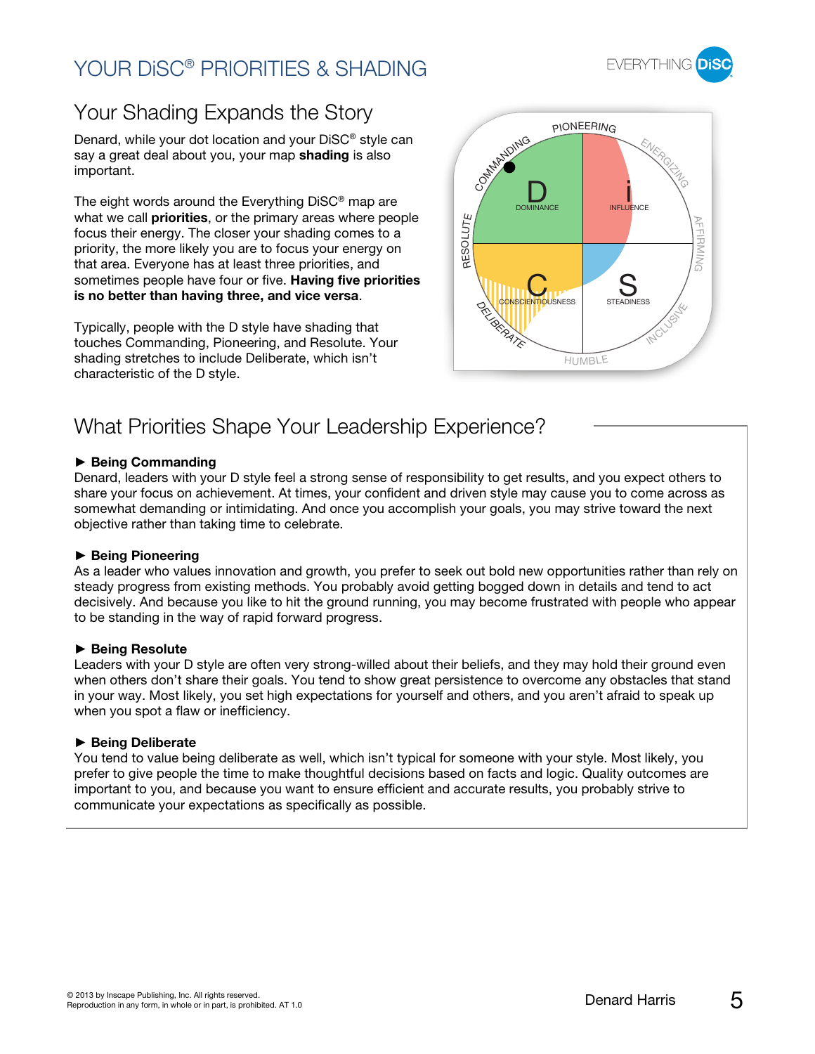# YOUR DiSC® PRIORITIES & SHADING

## Your Shading Expands the Story

Denard, while your dot location and your DiSC® style can say a great deal about you, your map **shading** is also important.

The eight words around the Everything DiSC® map are what we call **priorities**, or the primary areas where people focus their energy. The closer your shading comes to a priority, the more likely you are to focus your energy on that area. Everyone has at least three priorities, and sometimes people have four or five. **Having five priorities is no better than having three, and vice versa**.

Typically, people with the D style have shading that touches Commanding, Pioneering, and Resolute. Your shading stretches to include Deliberate, which isn't characteristic of the D style.

## What Priorities Shape Your Leadership Experience?

► **Being Commanding**

Denard, leaders with your D style feel a strong sense of responsibility to get results, and you expect others to share your focus on achievement. At times, your confident and driven style may cause you to come across as somewhat demanding or intimidating. And once you accomplish your goals, you may strive toward the next objective rather than taking time to celebrate.

► **Being Pioneering**

As a leader who values innovation and growth, you prefer to seek out bold new opportunities rather than rely on steady progress from existing methods. You probably avoid getting bogged down in details and tend to act decisively. And because you like to hit the ground running, you may become frustrated with people who appear to be standing in the way of rapid forward progress.

► **Being Resolute**

Leaders with your D style are often very strong-willed about their beliefs, and they may hold their ground even when others don't share their goals. You tend to show great persistence to overcome any obstacles that stand in your way. Most likely, you set high expectations for yourself and others, and you aren't afraid to speak up when you spot a flaw or inefficiency.

► **Being Deliberate**

You tend to value being deliberate as well, which isn't typical for someone with your style. Most likely, you prefer to give people the time to make thoughtful decisions based on facts and logic. Quality outcomes are important to you, and because you want to ensure efficient and accurate results, you probably strive to communicate your expectations as specifically as possible.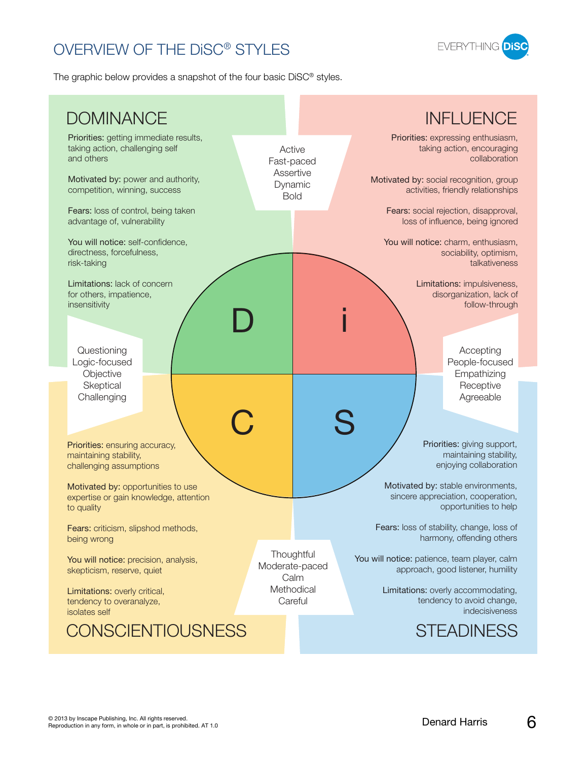# OVERVIEW OF THE DiSC® STYLES

The graphic below provides a snapshot of the four basic DiSC® styles.

## DOMINANCE

**Priorities:** getting immediate results, taking action, challenging self and others

**Motivated by:** power and authority, competition, winning, success

**Fears:** loss of control, being taken advantage of, vulnerability

**You will notice:** self-confidence, directness, forcefulness, risk-taking

**Limitations:** lack of concern for others, impatience, insensitivity

## INFLUENCE

**Priorities:** expressing enthusiasm, taking action, encouraging collaboration

**Motivated by:** social recognition, group activities, friendly relationships

**Fears:** social rejection, disapproval, loss of influence, being ignored

**You will notice:** charm, enthusiasm, sociability, optimism, talkativeness

**Limitations:** impulsiveness, disorganization, lack of follow-through

Active
Fast-paced
Assertive
Dynamic
Bold

Questioning
Logic-focused
Objective
Skeptical
Challenging

Accepting
People-focused
Empathizing
Receptive
Agreeable

D | i | C | S

## CONSCIENTIOUSNESS

**Priorities:** ensuring accuracy, maintaining stability, challenging assumptions

**Motivated by:** opportunities to use expertise or gain knowledge, attention to quality

**Fears:** criticism, slipshod methods, being wrong

**You will notice:** precision, analysis, skepticism, reserve, quiet

**Limitations:** overly critical, tendency to overanalyze, isolates self

## STEADINESS

**Priorities:** giving support, maintaining stability, enjoying collaboration

**Motivated by:** stable environments, sincere appreciation, cooperation, opportunities to help

**Fears:** loss of stability, change, loss of harmony, offending others

**You will notice:** patience, team player, calm approach, good listener, humility

**Limitations:** overly accommodating, tendency to avoid change, indecisiveness

Thoughtful
Moderate-paced
Calm
Methodical
Careful

© 2013 by Inscape Publishing, Inc. All rights reserved.
Reproduction in any form, in whole or in part, is prohibited. AT 1.0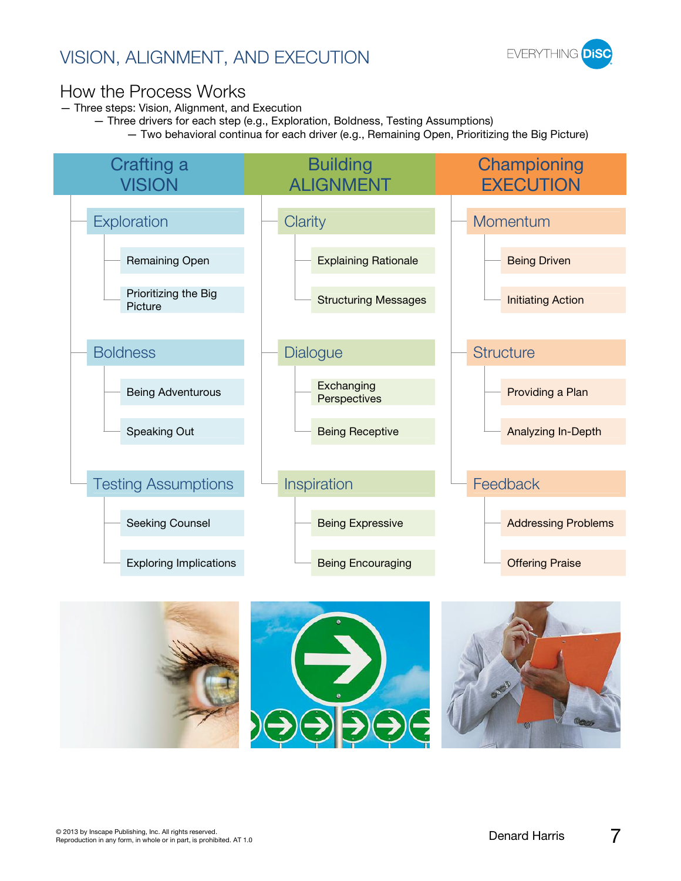# VISION, ALIGNMENT, AND EXECUTION

## How the Process Works

- Three steps: Vision, Alignment, and Execution
  - Three drivers for each step (e.g., Exploration, Boldness, Testing Assumptions)
    - Two behavioral continua for each driver (e.g., Remaining Open, Prioritizing the Big Picture)

| Crafting a VISION | Building ALIGNMENT | Championing EXECUTION |
|---|---|---|
| **Exploration** | **Clarity** | **Momentum** |
| Remaining Open | Explaining Rationale | Being Driven |
| Prioritizing the Big Picture | Structuring Messages | Initiating Action |
| **Boldness** | **Dialogue** | **Structure** |
| Being Adventurous | Exchanging Perspectives | Providing a Plan |
| Speaking Out | Being Receptive | Analyzing In-Depth |
| **Testing Assumptions** | **Inspiration** | **Feedback** |
| Seeking Counsel | Being Expressive | Addressing Problems |
| Exploring Implications | Being Encouraging | Offering Praise |

© 2013 by Inscape Publishing, Inc. All rights reserved.
Reproduction in any form, in whole or in part, is prohibited. AT 1.0

Denard Harris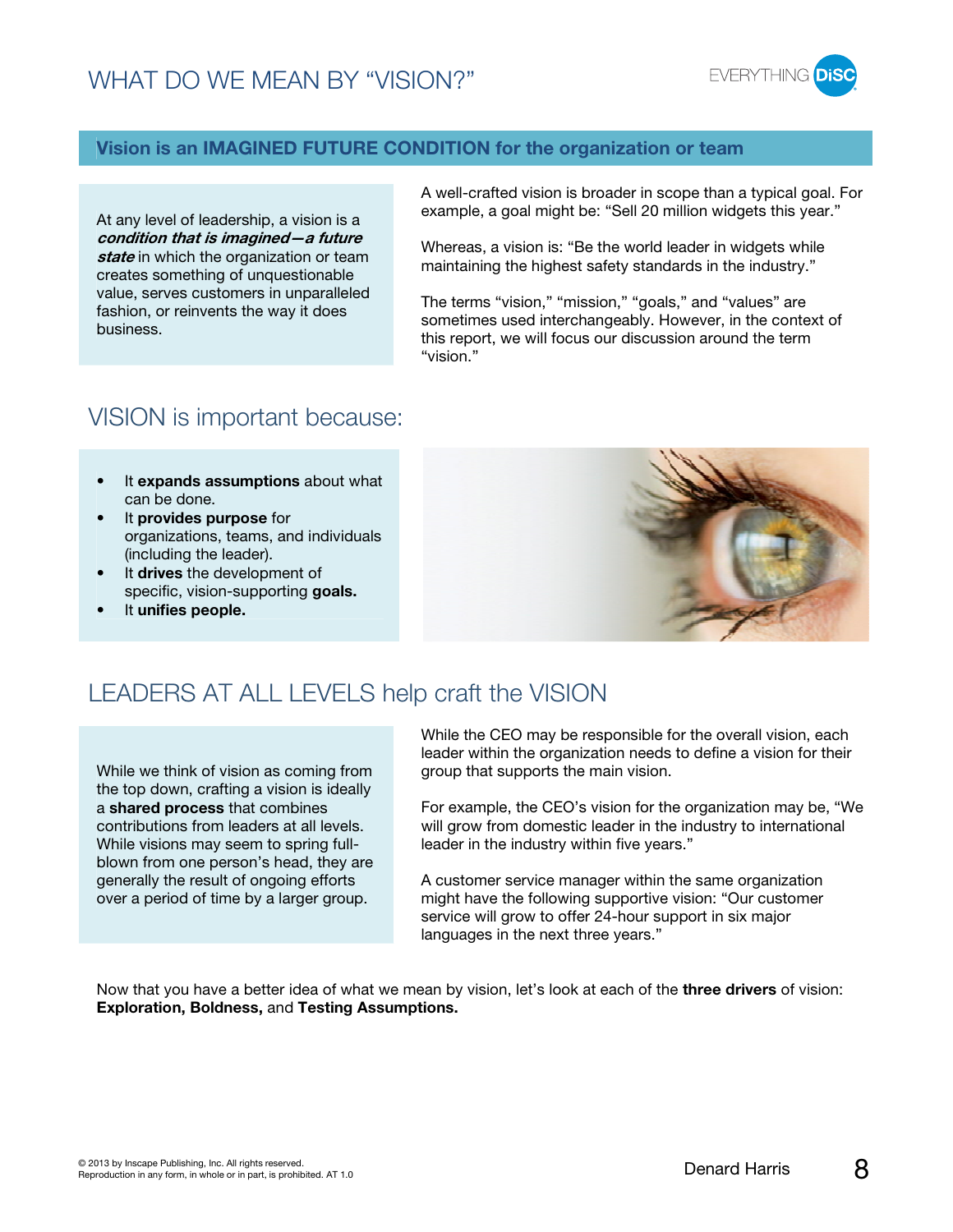# WHAT DO WE MEAN BY "VISION?"

**Vision is an IMAGINED FUTURE CONDITION for the organization or team**

At any level of leadership, a vision is a ***condition that is imagined—a future state*** in which the organization or team creates something of unquestionable value, serves customers in unparalleled fashion, or reinvents the way it does business.

A well-crafted vision is broader in scope than a typical goal. For example, a goal might be: "Sell 20 million widgets this year."

Whereas, a vision is: "Be the world leader in widgets while maintaining the highest safety standards in the industry."

The terms "vision," "mission," "goals," and "values" are sometimes used interchangeably. However, in the context of this report, we will focus our discussion around the term "vision."

## VISION is important because:

- It **expands assumptions** about what can be done.
- It **provides purpose** for organizations, teams, and individuals (including the leader).
- It **drives** the development of specific, vision-supporting **goals.**
- It **unifies people.**

## LEADERS AT ALL LEVELS help craft the VISION

While we think of vision as coming from the top down, crafting a vision is ideally a **shared process** that combines contributions from leaders at all levels. While visions may seem to spring full-blown from one person's head, they are generally the result of ongoing efforts over a period of time by a larger group.

While the CEO may be responsible for the overall vision, each leader within the organization needs to define a vision for their group that supports the main vision.

For example, the CEO's vision for the organization may be, "We will grow from domestic leader in the industry to international leader in the industry within five years."

A customer service manager within the same organization might have the following supportive vision: "Our customer service will grow to offer 24-hour support in six major languages in the next three years."

Now that you have a better idea of what we mean by vision, let's look at each of the **three drivers** of vision: **Exploration, Boldness,** and **Testing Assumptions.**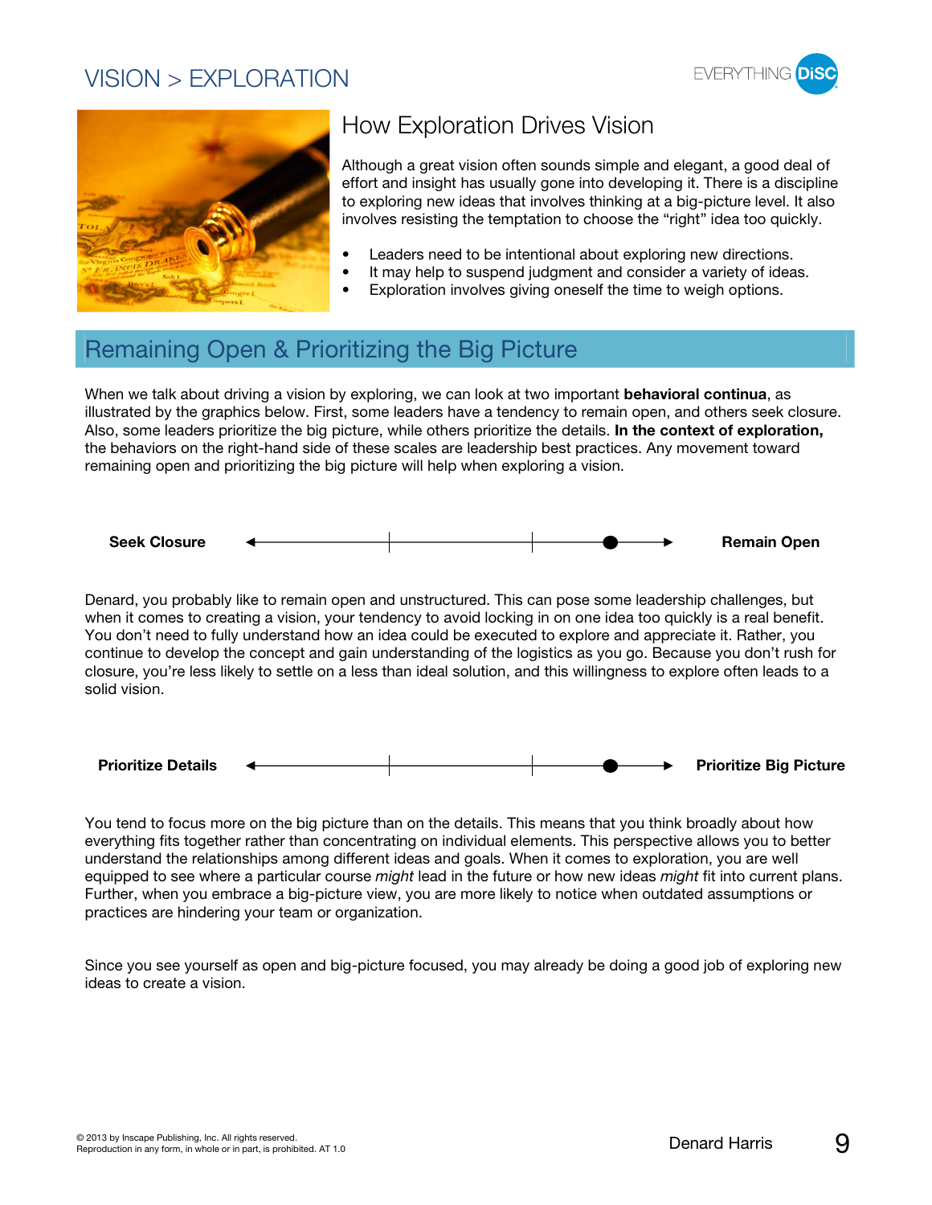# VISION > EXPLORATION

## How Exploration Drives Vision

Although a great vision often sounds simple and elegant, a good deal of effort and insight has usually gone into developing it. There is a discipline to exploring new ideas that involves thinking at a big-picture level. It also involves resisting the temptation to choose the "right" idea too quickly.

- Leaders need to be intentional about exploring new directions.
- It may help to suspend judgment and consider a variety of ideas.
- Exploration involves giving oneself the time to weigh options.

## Remaining Open & Prioritizing the Big Picture

When we talk about driving a vision by exploring, we can look at two important **behavioral continua**, as illustrated by the graphics below. First, some leaders have a tendency to remain open, and others seek closure. Also, some leaders prioritize the big picture, while others prioritize the details. **In the context of exploration,** the behaviors on the right-hand side of these scales are leadership best practices. Any movement toward remaining open and prioritizing the big picture will help when exploring a vision.

**Seek Closure** ◄──────┼──────┼────●──► **Remain Open**

Denard, you probably like to remain open and unstructured. This can pose some leadership challenges, but when it comes to creating a vision, your tendency to avoid locking in on one idea too quickly is a real benefit. You don't need to fully understand how an idea could be executed to explore and appreciate it. Rather, you continue to develop the concept and gain understanding of the logistics as you go. Because you don't rush for closure, you're less likely to settle on a less than ideal solution, and this willingness to explore often leads to a solid vision.

**Prioritize Details** ◄──────┼──────┼────●──► **Prioritize Big Picture**

You tend to focus more on the big picture than on the details. This means that you think broadly about how everything fits together rather than concentrating on individual elements. This perspective allows you to better understand the relationships among different ideas and goals. When it comes to exploration, you are well equipped to see where a particular course *might* lead in the future or how new ideas *might* fit into current plans. Further, when you embrace a big-picture view, you are more likely to notice when outdated assumptions or practices are hindering your team or organization.

Since you see yourself as open and big-picture focused, you may already be doing a good job of exploring new ideas to create a vision.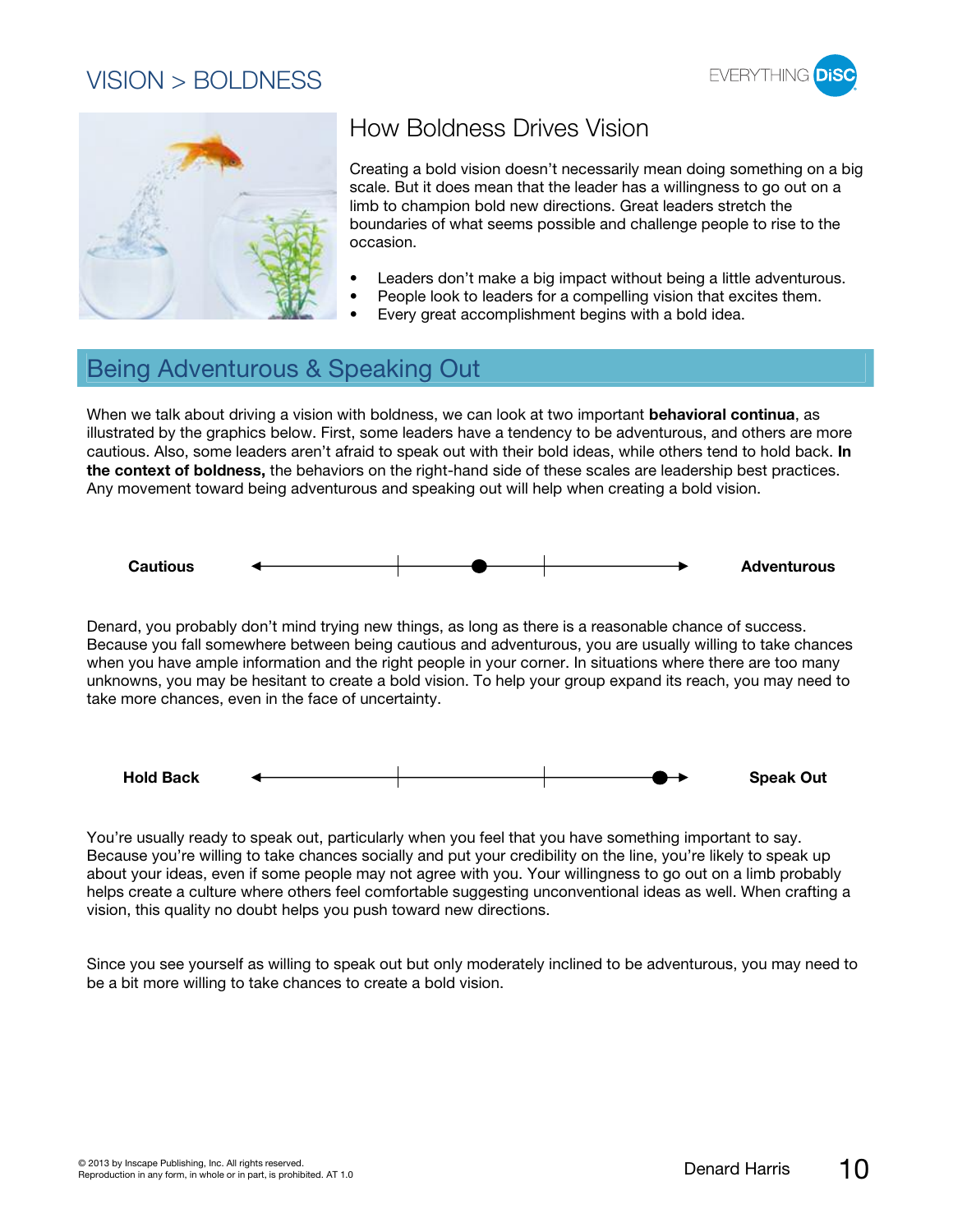# VISION > BOLDNESS

## How Boldness Drives Vision

Creating a bold vision doesn't necessarily mean doing something on a big scale. But it does mean that the leader has a willingness to go out on a limb to champion bold new directions. Great leaders stretch the boundaries of what seems possible and challenge people to rise to the occasion.

- Leaders don't make a big impact without being a little adventurous.
- People look to leaders for a compelling vision that excites them.
- Every great accomplishment begins with a bold idea.

## Being Adventurous & Speaking Out

When we talk about driving a vision with boldness, we can look at two important **behavioral continua**, as illustrated by the graphics below. First, some leaders have a tendency to be adventurous, and others are more cautious. Also, some leaders aren't afraid to speak out with their bold ideas, while others tend to hold back. **In the context of boldness,** the behaviors on the right-hand side of these scales are leadership best practices. Any movement toward being adventurous and speaking out will help when creating a bold vision.

**Cautious** ←——|——●——|——→ **Adventurous**

Denard, you probably don't mind trying new things, as long as there is a reasonable chance of success. Because you fall somewhere between being cautious and adventurous, you are usually willing to take chances when you have ample information and the right people in your corner. In situations where there are too many unknowns, you may be hesitant to create a bold vision. To help your group expand its reach, you may need to take more chances, even in the face of uncertainty.

**Hold Back** ←——|——|——●→ **Speak Out**

You're usually ready to speak out, particularly when you feel that you have something important to say. Because you're willing to take chances socially and put your credibility on the line, you're likely to speak up about your ideas, even if some people may not agree with you. Your willingness to go out on a limb probably helps create a culture where others feel comfortable suggesting unconventional ideas as well. When crafting a vision, this quality no doubt helps you push toward new directions.

Since you see yourself as willing to speak out but only moderately inclined to be adventurous, you may need to be a bit more willing to take chances to create a bold vision.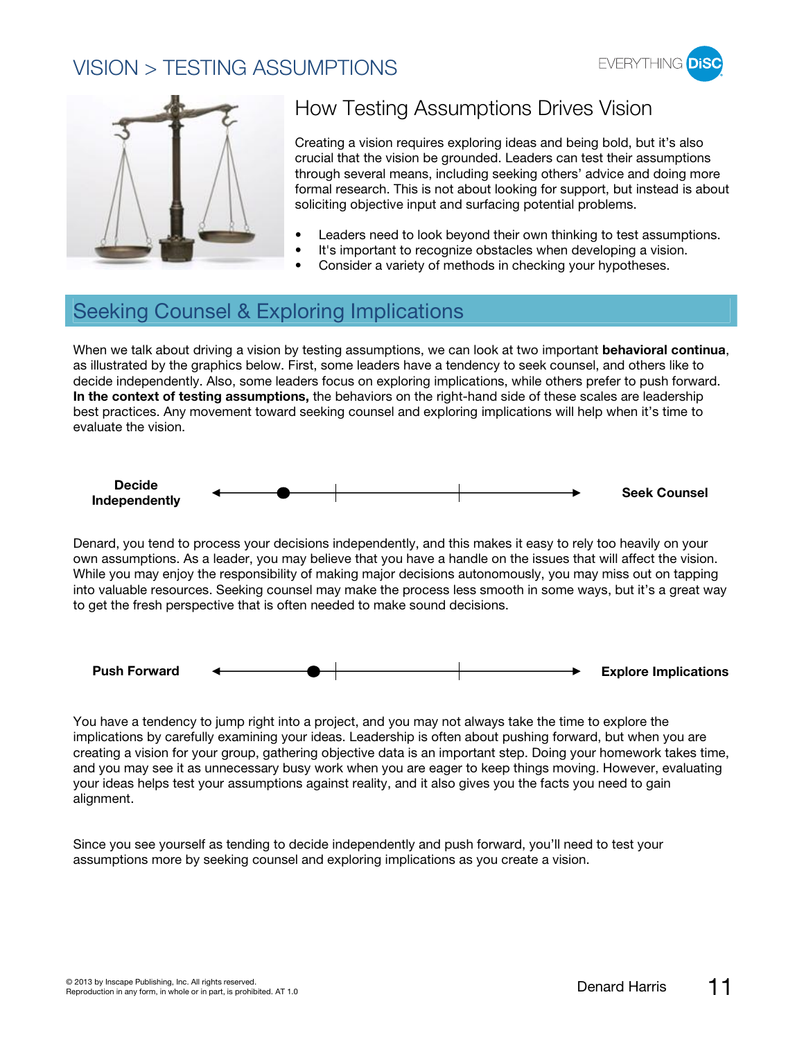# VISION > TESTING ASSUMPTIONS

## How Testing Assumptions Drives Vision

Creating a vision requires exploring ideas and being bold, but it's also crucial that the vision be grounded. Leaders can test their assumptions through several means, including seeking others' advice and doing more formal research. This is not about looking for support, but instead is about soliciting objective input and surfacing potential problems.

- Leaders need to look beyond their own thinking to test assumptions.
- It's important to recognize obstacles when developing a vision.
- Consider a variety of methods in checking your hypotheses.

## Seeking Counsel & Exploring Implications

When we talk about driving a vision by testing assumptions, we can look at two important **behavioral continua**, as illustrated by the graphics below. First, some leaders have a tendency to seek counsel, and others like to decide independently. Also, some leaders focus on exploring implications, while others prefer to push forward. **In the context of testing assumptions,** the behaviors on the right-hand side of these scales are leadership best practices. Any movement toward seeking counsel and exploring implications will help when it's time to evaluate the vision.

**Decide Independently** ←——————————→ **Seek Counsel**

Denard, you tend to process your decisions independently, and this makes it easy to rely too heavily on your own assumptions. As a leader, you may believe that you have a handle on the issues that will affect the vision. While you may enjoy the responsibility of making major decisions autonomously, you may miss out on tapping into valuable resources. Seeking counsel may make the process less smooth in some ways, but it's a great way to get the fresh perspective that is often needed to make sound decisions.

**Push Forward** ←——————————→ **Explore Implications**

You have a tendency to jump right into a project, and you may not always take the time to explore the implications by carefully examining your ideas. Leadership is often about pushing forward, but when you are creating a vision for your group, gathering objective data is an important step. Doing your homework takes time, and you may see it as unnecessary busy work when you are eager to keep things moving. However, evaluating your ideas helps test your assumptions against reality, and it also gives you the facts you need to gain alignment.

Since you see yourself as tending to decide independently and push forward, you'll need to test your assumptions more by seeking counsel and exploring implications as you create a vision.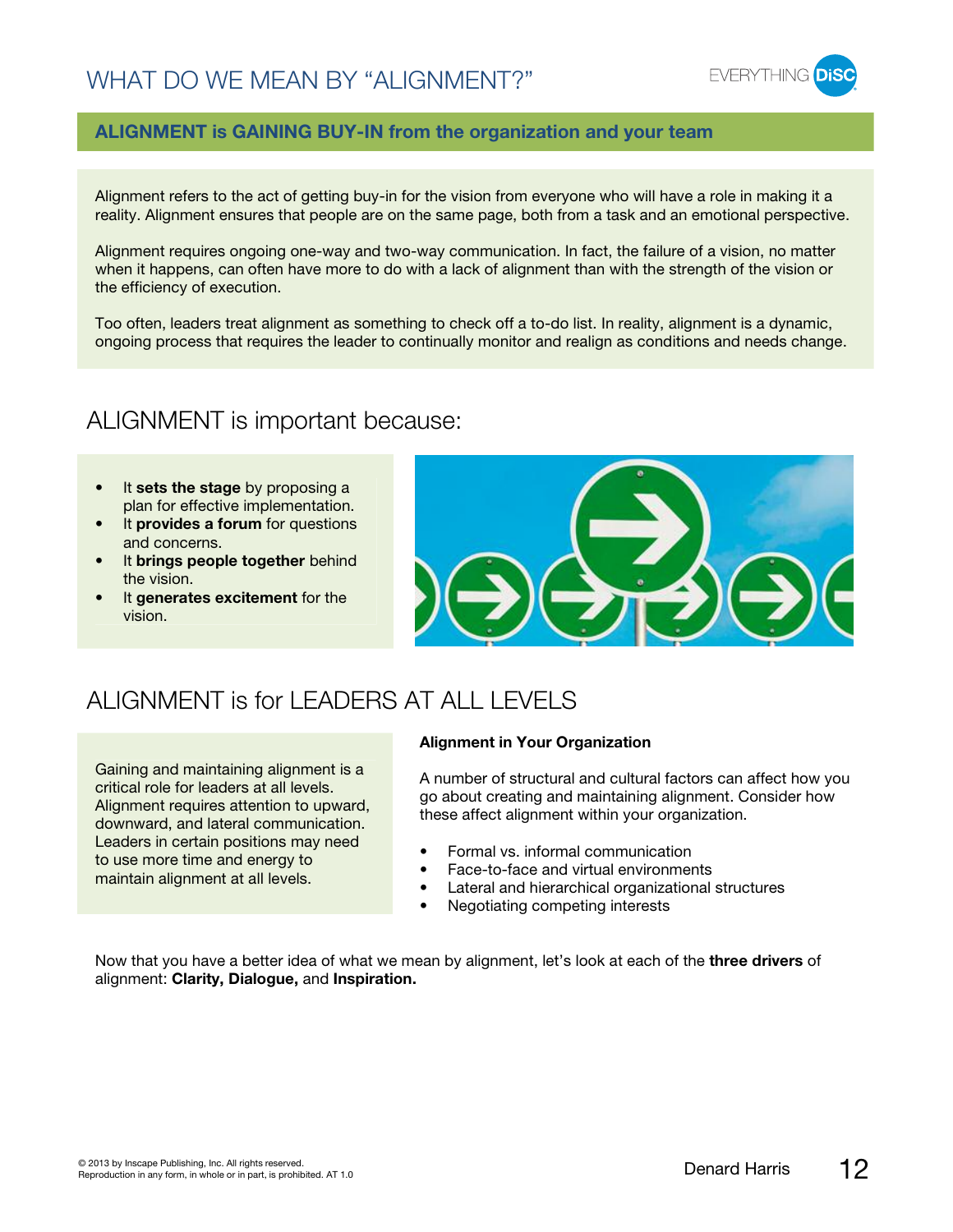# WHAT DO WE MEAN BY "ALIGNMENT?"

**ALIGNMENT is GAINING BUY-IN from the organization and your team**

Alignment refers to the act of getting buy-in for the vision from everyone who will have a role in making it a reality. Alignment ensures that people are on the same page, both from a task and an emotional perspective.

Alignment requires ongoing one-way and two-way communication. In fact, the failure of a vision, no matter when it happens, can often have more to do with a lack of alignment than with the strength of the vision or the efficiency of execution.

Too often, leaders treat alignment as something to check off a to-do list. In reality, alignment is a dynamic, ongoing process that requires the leader to continually monitor and realign as conditions and needs change.

## ALIGNMENT is important because:

- It **sets the stage** by proposing a plan for effective implementation.
- It **provides a forum** for questions and concerns.
- It **brings people together** behind the vision.
- It **generates excitement** for the vision.

## ALIGNMENT is for LEADERS AT ALL LEVELS

Gaining and maintaining alignment is a critical role for leaders at all levels. Alignment requires attention to upward, downward, and lateral communication. Leaders in certain positions may need to use more time and energy to maintain alignment at all levels.

**Alignment in Your Organization**

A number of structural and cultural factors can affect how you go about creating and maintaining alignment. Consider how these affect alignment within your organization.

- Formal vs. informal communication
- Face-to-face and virtual environments
- Lateral and hierarchical organizational structures
- Negotiating competing interests

Now that you have a better idea of what we mean by alignment, let's look at each of the **three drivers** of alignment: **Clarity, Dialogue,** and **Inspiration.**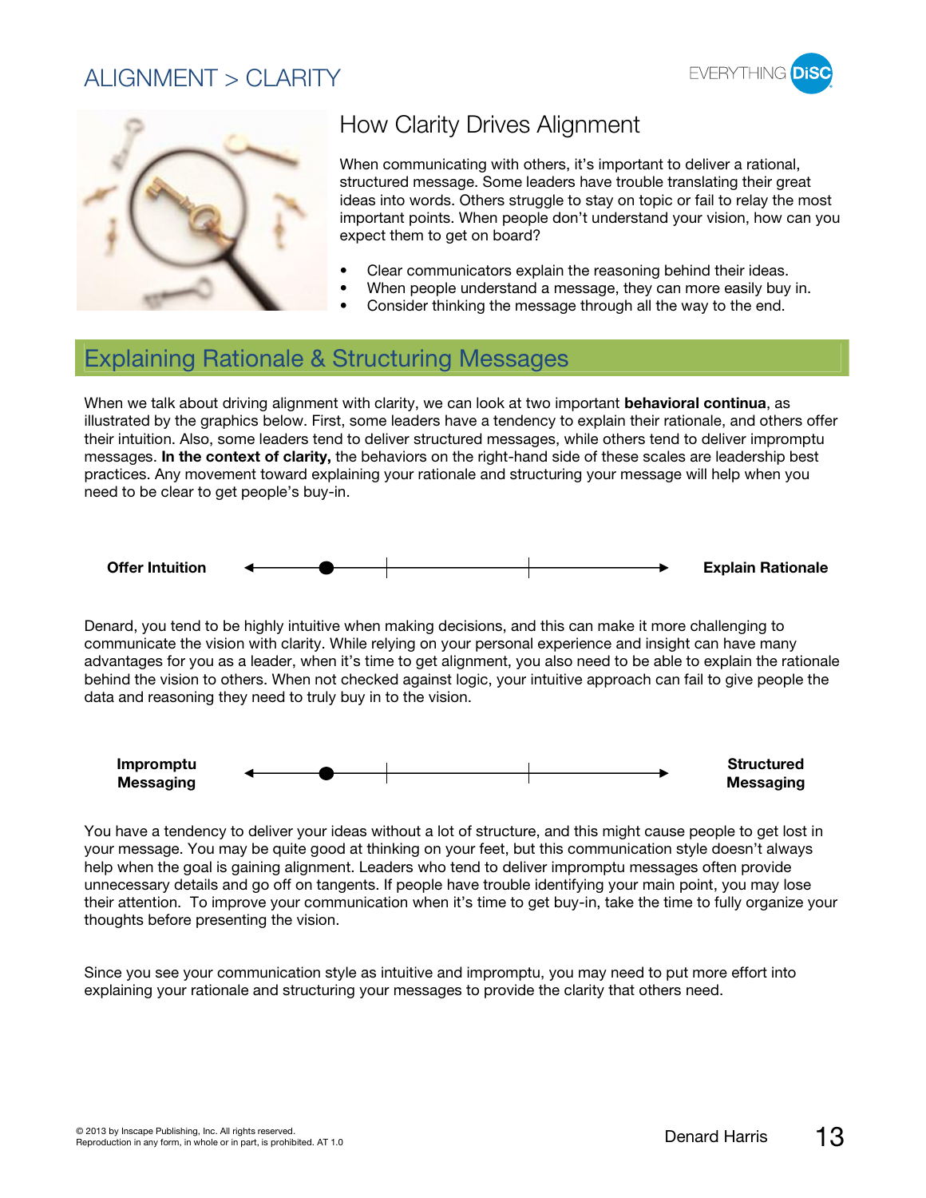# ALIGNMENT > CLARITY

## How Clarity Drives Alignment

When communicating with others, it's important to deliver a rational, structured message. Some leaders have trouble translating their great ideas into words. Others struggle to stay on topic or fail to relay the most important points. When people don't understand your vision, how can you expect them to get on board?

- Clear communicators explain the reasoning behind their ideas.
- When people understand a message, they can more easily buy in.
- Consider thinking the message through all the way to the end.

## Explaining Rationale & Structuring Messages

When we talk about driving alignment with clarity, we can look at two important **behavioral continua**, as illustrated by the graphics below. First, some leaders have a tendency to explain their rationale, and others offer their intuition. Also, some leaders tend to deliver structured messages, while others tend to deliver impromptu messages. **In the context of clarity,** the behaviors on the right-hand side of these scales are leadership best practices. Any movement toward explaining your rationale and structuring your message will help when you need to be clear to get people's buy-in.

**Offer Intuition** ←●——|——|——→ **Explain Rationale**

Denard, you tend to be highly intuitive when making decisions, and this can make it more challenging to communicate the vision with clarity. While relying on your personal experience and insight can have many advantages for you as a leader, when it's time to get alignment, you also need to be able to explain the rationale behind the vision to others. When not checked against logic, your intuitive approach can fail to give people the data and reasoning they need to truly buy in to the vision.

**Impromptu Messaging** ←●——|——|——→ **Structured Messaging**

You have a tendency to deliver your ideas without a lot of structure, and this might cause people to get lost in your message. You may be quite good at thinking on your feet, but this communication style doesn't always help when the goal is gaining alignment. Leaders who tend to deliver impromptu messages often provide unnecessary details and go off on tangents. If people have trouble identifying your main point, you may lose their attention. To improve your communication when it's time to get buy-in, take the time to fully organize your thoughts before presenting the vision.

Since you see your communication style as intuitive and impromptu, you may need to put more effort into explaining your rationale and structuring your messages to provide the clarity that others need.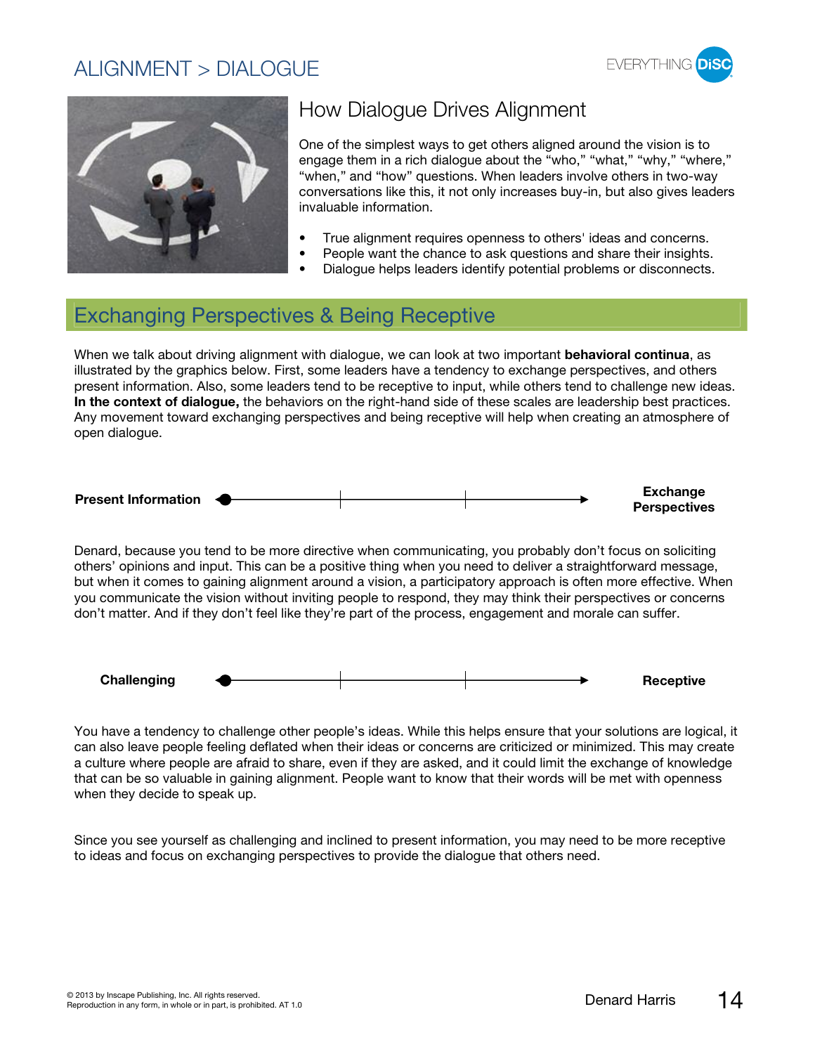# ALIGNMENT > DIALOGUE

## How Dialogue Drives Alignment

One of the simplest ways to get others aligned around the vision is to engage them in a rich dialogue about the "who," "what," "why," "where," "when," and "how" questions. When leaders involve others in two-way conversations like this, it not only increases buy-in, but also gives leaders invaluable information.

- True alignment requires openness to others' ideas and concerns.
- People want the chance to ask questions and share their insights.
- Dialogue helps leaders identify potential problems or disconnects.

## Exchanging Perspectives & Being Receptive

When we talk about driving alignment with dialogue, we can look at two important **behavioral continua**, as illustrated by the graphics below. First, some leaders have a tendency to exchange perspectives, and others present information. Also, some leaders tend to be receptive to input, while others tend to challenge new ideas. **In the context of dialogue,** the behaviors on the right-hand side of these scales are leadership best practices. Any movement toward exchanging perspectives and being receptive will help when creating an atmosphere of open dialogue.

**Present Information** ●——|——|——▶ **Exchange Perspectives**

Denard, because you tend to be more directive when communicating, you probably don't focus on soliciting others' opinions and input. This can be a positive thing when you need to deliver a straightforward message, but when it comes to gaining alignment around a vision, a participatory approach is often more effective. When you communicate the vision without inviting people to respond, they may think their perspectives or concerns don't matter. And if they don't feel like they're part of the process, engagement and morale can suffer.

**Challenging** ●——|——|——▶ **Receptive**

You have a tendency to challenge other people's ideas. While this helps ensure that your solutions are logical, it can also leave people feeling deflated when their ideas or concerns are criticized or minimized. This may create a culture where people are afraid to share, even if they are asked, and it could limit the exchange of knowledge that can be so valuable in gaining alignment. People want to know that their words will be met with openness when they decide to speak up.

Since you see yourself as challenging and inclined to present information, you may need to be more receptive to ideas and focus on exchanging perspectives to provide the dialogue that others need.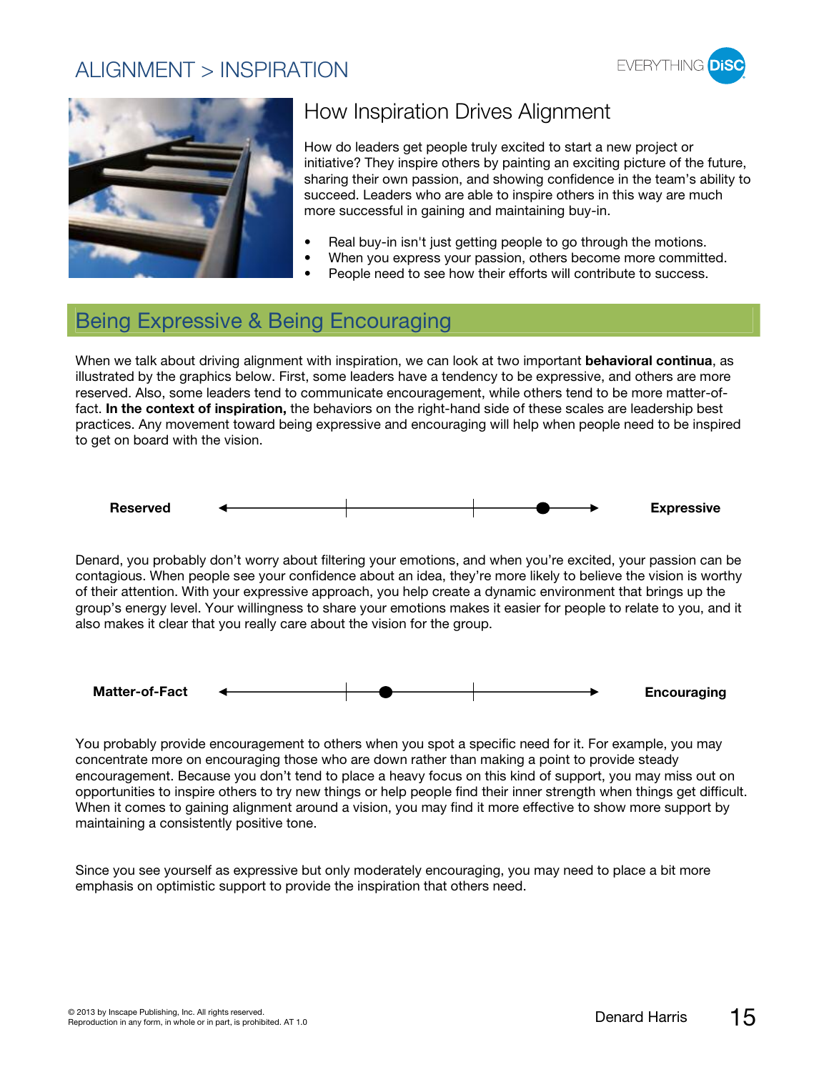# ALIGNMENT > INSPIRATION

## How Inspiration Drives Alignment

How do leaders get people truly excited to start a new project or initiative? They inspire others by painting an exciting picture of the future, sharing their own passion, and showing confidence in the team's ability to succeed. Leaders who are able to inspire others in this way are much more successful in gaining and maintaining buy-in.

- Real buy-in isn't just getting people to go through the motions.
- When you express your passion, others become more committed.
- People need to see how their efforts will contribute to success.

## Being Expressive & Being Encouraging

When we talk about driving alignment with inspiration, we can look at two important **behavioral continua**, as illustrated by the graphics below. First, some leaders have a tendency to be expressive, and others are more reserved. Also, some leaders tend to communicate encouragement, while others tend to be more matter-of-fact. **In the context of inspiration,** the behaviors on the right-hand side of these scales are leadership best practices. Any movement toward being expressive and encouraging will help when people need to be inspired to get on board with the vision.

**Reserved** ◄——|——|——●——► **Expressive**

Denard, you probably don't worry about filtering your emotions, and when you're excited, your passion can be contagious. When people see your confidence about an idea, they're more likely to believe the vision is worthy of their attention. With your expressive approach, you help create a dynamic environment that brings up the group's energy level. Your willingness to share your emotions makes it easier for people to relate to you, and it also makes it clear that you really care about the vision for the group.

**Matter-of-Fact** ◄——|—●——|——► **Encouraging**

You probably provide encouragement to others when you spot a specific need for it. For example, you may concentrate more on encouraging those who are down rather than making a point to provide steady encouragement. Because you don't tend to place a heavy focus on this kind of support, you may miss out on opportunities to inspire others to try new things or help people find their inner strength when things get difficult. When it comes to gaining alignment around a vision, you may find it more effective to show more support by maintaining a consistently positive tone.

Since you see yourself as expressive but only moderately encouraging, you may need to place a bit more emphasis on optimistic support to provide the inspiration that others need.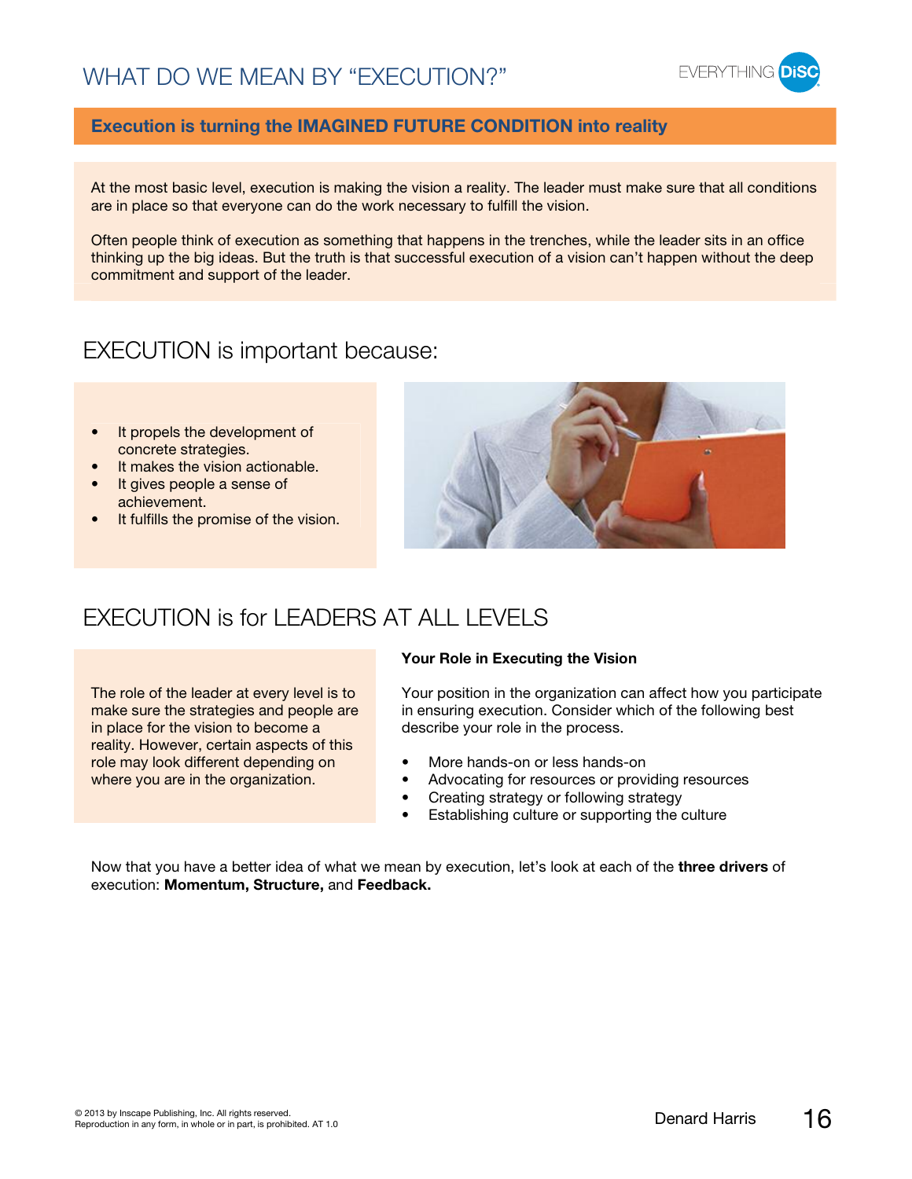# WHAT DO WE MEAN BY "EXECUTION?"

**Execution is turning the IMAGINED FUTURE CONDITION into reality**

At the most basic level, execution is making the vision a reality. The leader must make sure that all conditions are in place so that everyone can do the work necessary to fulfill the vision.

Often people think of execution as something that happens in the trenches, while the leader sits in an office thinking up the big ideas. But the truth is that successful execution of a vision can't happen without the deep commitment and support of the leader.

## EXECUTION is important because:

- It propels the development of concrete strategies.
- It makes the vision actionable.
- It gives people a sense of achievement.
- It fulfills the promise of the vision.

## EXECUTION is for LEADERS AT ALL LEVELS

The role of the leader at every level is to make sure the strategies and people are in place for the vision to become a reality. However, certain aspects of this role may look different depending on where you are in the organization.

**Your Role in Executing the Vision**

Your position in the organization can affect how you participate in ensuring execution. Consider which of the following best describe your role in the process.

- More hands-on or less hands-on
- Advocating for resources or providing resources
- Creating strategy or following strategy
- Establishing culture or supporting the culture

Now that you have a better idea of what we mean by execution, let's look at each of the **three drivers** of execution: **Momentum, Structure,** and **Feedback.**

© 2013 by Inscape Publishing, Inc. All rights reserved.
Reproduction in any form, in whole or in part, is prohibited. AT 1.0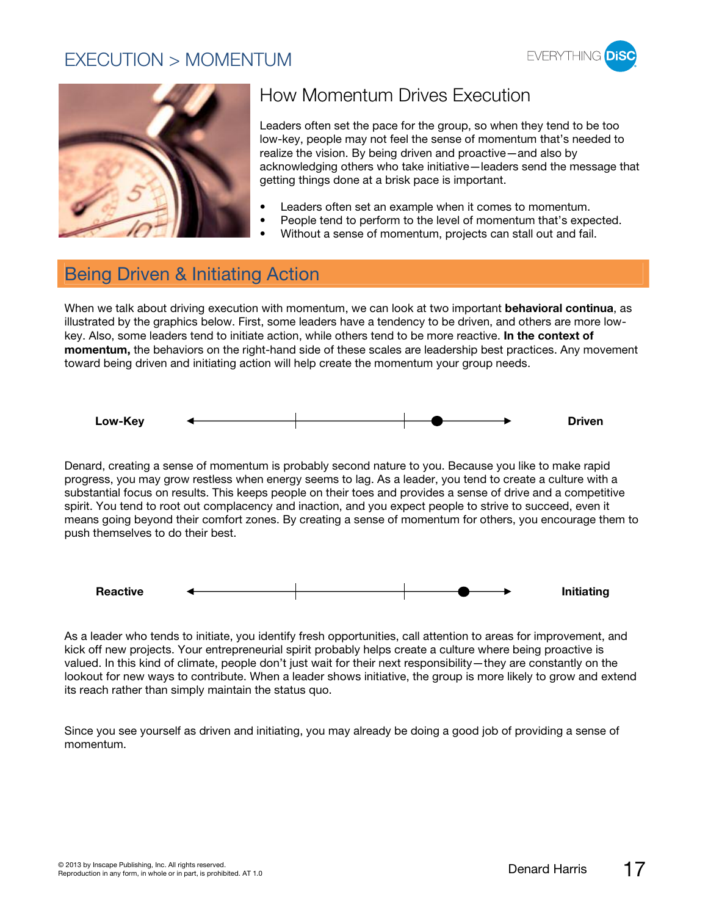# EXECUTION > MOMENTUM

## How Momentum Drives Execution

Leaders often set the pace for the group, so when they tend to be too low-key, people may not feel the sense of momentum that's needed to realize the vision. By being driven and proactive—and also by acknowledging others who take initiative—leaders send the message that getting things done at a brisk pace is important.

- Leaders often set an example when it comes to momentum.
- People tend to perform to the level of momentum that's expected.
- Without a sense of momentum, projects can stall out and fail.

## Being Driven & Initiating Action

When we talk about driving execution with momentum, we can look at two important **behavioral continua**, as illustrated by the graphics below. First, some leaders have a tendency to be driven, and others are more low-key. Also, some leaders tend to initiate action, while others tend to be more reactive. **In the context of momentum,** the behaviors on the right-hand side of these scales are leadership best practices. Any movement toward being driven and initiating action will help create the momentum your group needs.

**Low-Key** ←——|——|—●——→ **Driven**

Denard, creating a sense of momentum is probably second nature to you. Because you like to make rapid progress, you may grow restless when energy seems to lag. As a leader, you tend to create a culture with a substantial focus on results. This keeps people on their toes and provides a sense of drive and a competitive spirit. You tend to root out complacency and inaction, and you expect people to strive to succeed, even it means going beyond their comfort zones. By creating a sense of momentum for others, you encourage them to push themselves to do their best.

**Reactive** ←——|——|——●—→ **Initiating**

As a leader who tends to initiate, you identify fresh opportunities, call attention to areas for improvement, and kick off new projects. Your entrepreneurial spirit probably helps create a culture where being proactive is valued. In this kind of climate, people don't just wait for their next responsibility—they are constantly on the lookout for new ways to contribute. When a leader shows initiative, the group is more likely to grow and extend its reach rather than simply maintain the status quo.

Since you see yourself as driven and initiating, you may already be doing a good job of providing a sense of momentum.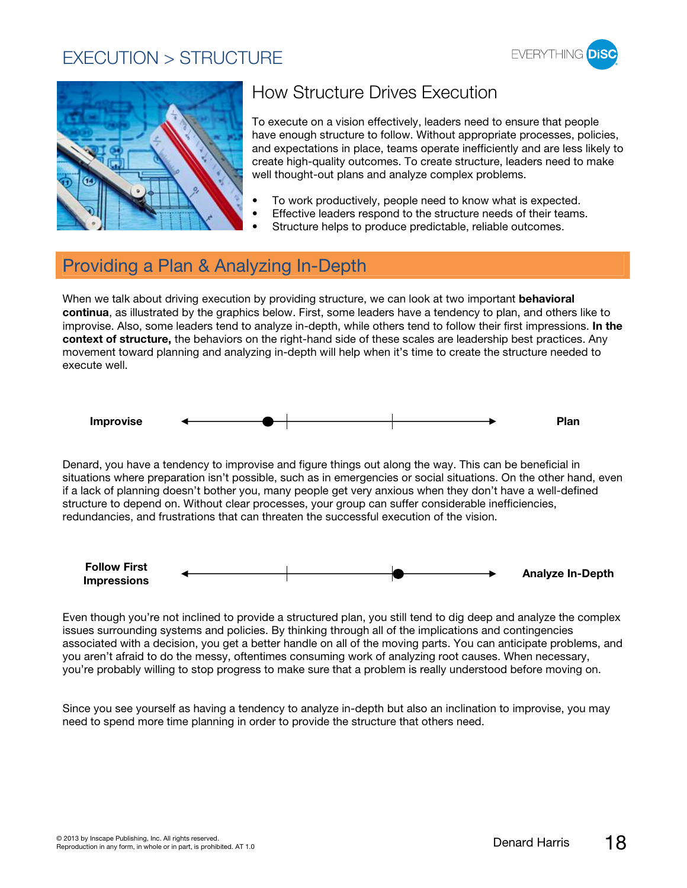# EXECUTION > STRUCTURE

## How Structure Drives Execution

To execute on a vision effectively, leaders need to ensure that people have enough structure to follow. Without appropriate processes, policies, and expectations in place, teams operate inefficiently and are less likely to create high-quality outcomes. To create structure, leaders need to make well thought-out plans and analyze complex problems.

- To work productively, people need to know what is expected.
- Effective leaders respond to the structure needs of their teams.
- Structure helps to produce predictable, reliable outcomes.

## Providing a Plan & Analyzing In-Depth

When we talk about driving execution by providing structure, we can look at two important **behavioral continua**, as illustrated by the graphics below. First, some leaders have a tendency to plan, and others like to improvise. Also, some leaders tend to analyze in-depth, while others tend to follow their first impressions. **In the context of structure,** the behaviors on the right-hand side of these scales are leadership best practices. Any movement toward planning and analyzing in-depth will help when it's time to create the structure needed to execute well.

**Improvise** ←——●—|——————|——————→ **Plan**

Denard, you have a tendency to improvise and figure things out along the way. This can be beneficial in situations where preparation isn't possible, such as in emergencies or social situations. On the other hand, even if a lack of planning doesn't bother you, many people get very anxious when they don't have a well-defined structure to depend on. Without clear processes, your group can suffer considerable inefficiencies, redundancies, and frustrations that can threaten the successful execution of the vision.

**Follow First Impressions** ←——————|——————|●——————→ **Analyze In-Depth**

Even though you're not inclined to provide a structured plan, you still tend to dig deep and analyze the complex issues surrounding systems and policies. By thinking through all of the implications and contingencies associated with a decision, you get a better handle on all of the moving parts. You can anticipate problems, and you aren't afraid to do the messy, oftentimes consuming work of analyzing root causes. When necessary, you're probably willing to stop progress to make sure that a problem is really understood before moving on.

Since you see yourself as having a tendency to analyze in-depth but also an inclination to improvise, you may need to spend more time planning in order to provide the structure that others need.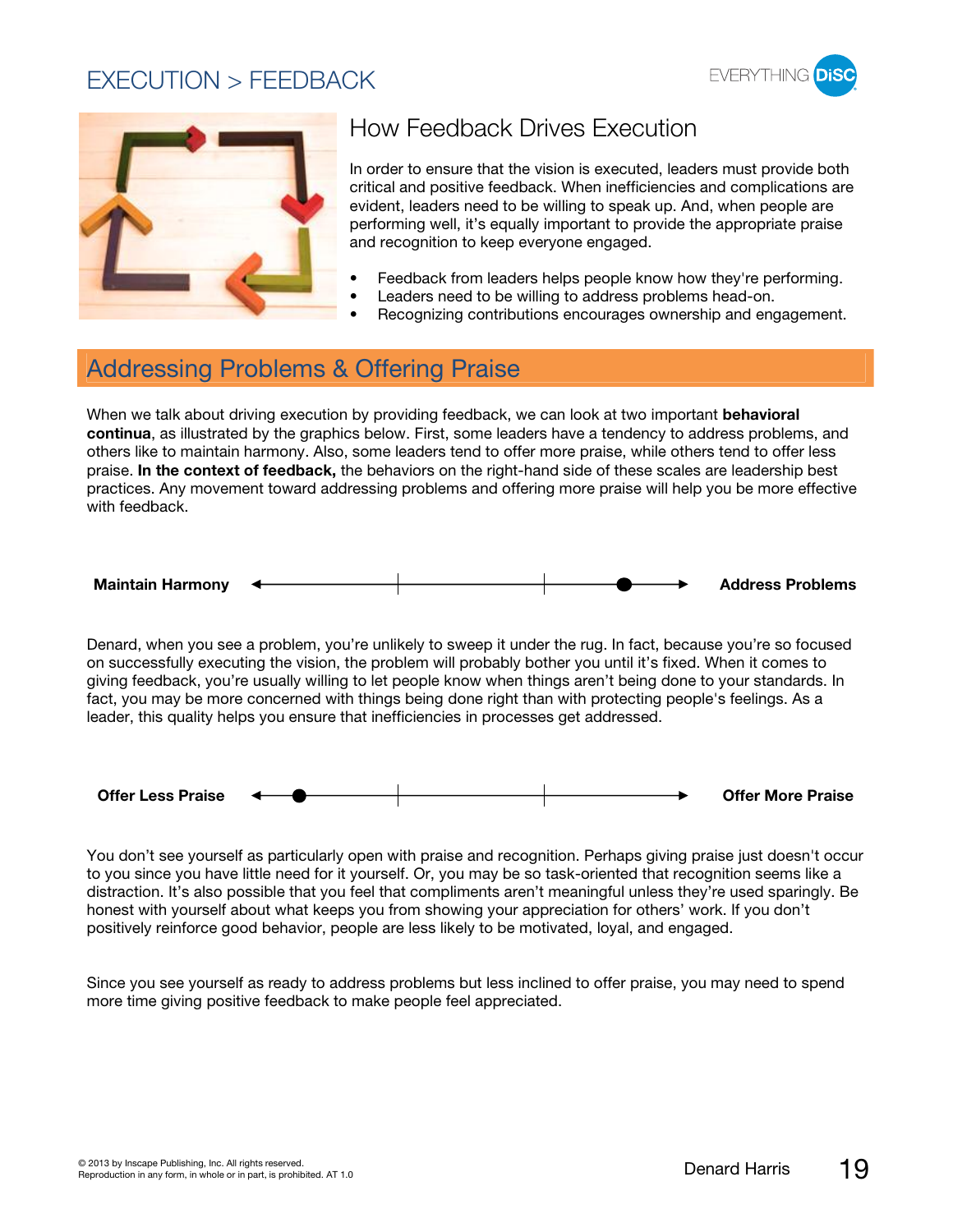# EXECUTION > FEEDBACK

## How Feedback Drives Execution

In order to ensure that the vision is executed, leaders must provide both critical and positive feedback. When inefficiencies and complications are evident, leaders need to be willing to speak up. And, when people are performing well, it's equally important to provide the appropriate praise and recognition to keep everyone engaged.

- Feedback from leaders helps people know how they're performing.
- Leaders need to be willing to address problems head-on.
- Recognizing contributions encourages ownership and engagement.

## Addressing Problems & Offering Praise

When we talk about driving execution by providing feedback, we can look at two important **behavioral continua**, as illustrated by the graphics below. First, some leaders have a tendency to address problems, and others like to maintain harmony. Also, some leaders tend to offer more praise, while others tend to offer less praise. **In the context of feedback,** the behaviors on the right-hand side of these scales are leadership best practices. Any movement toward addressing problems and offering more praise will help you be more effective with feedback.

**Maintain Harmony** ◄———|———|——●——► **Address Problems**

Denard, when you see a problem, you're unlikely to sweep it under the rug. In fact, because you're so focused on successfully executing the vision, the problem will probably bother you until it's fixed. When it comes to giving feedback, you're usually willing to let people know when things aren't being done to your standards. In fact, you may be more concerned with things being done right than with protecting people's feelings. As a leader, this quality helps you ensure that inefficiencies in processes get addressed.

**Offer Less Praise** ◄—●———|———|———► **Offer More Praise**

You don't see yourself as particularly open with praise and recognition. Perhaps giving praise just doesn't occur to you since you have little need for it yourself. Or, you may be so task-oriented that recognition seems like a distraction. It's also possible that you feel that compliments aren't meaningful unless they're used sparingly. Be honest with yourself about what keeps you from showing your appreciation for others' work. If you don't positively reinforce good behavior, people are less likely to be motivated, loyal, and engaged.

Since you see yourself as ready to address problems but less inclined to offer praise, you may need to spend more time giving positive feedback to make people feel appreciated.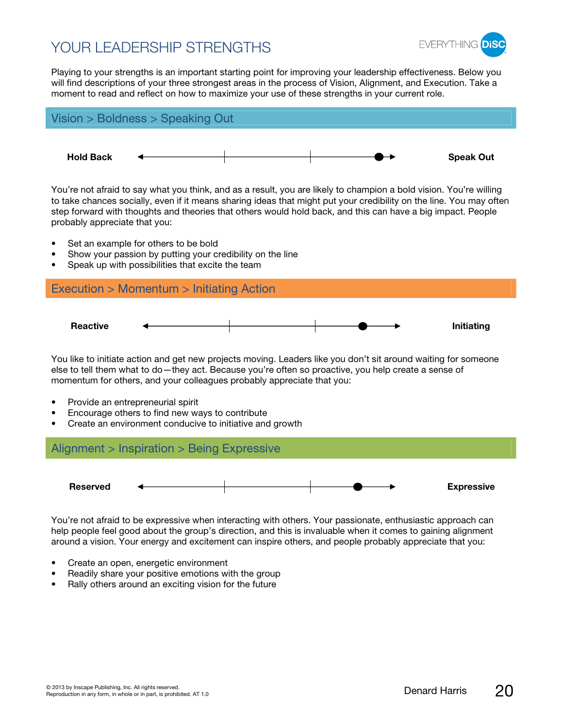# YOUR LEADERSHIP STRENGTHS

Playing to your strengths is an important starting point for improving your leadership effectiveness. Below you will find descriptions of your three strongest areas in the process of Vision, Alignment, and Execution. Take a moment to read and reflect on how to maximize your use of these strengths in your current role.

## Vision > Boldness > Speaking Out

**Hold Back** ←——|——|——●→ **Speak Out**

You're not afraid to say what you think, and as a result, you are likely to champion a bold vision. You're willing to take chances socially, even if it means sharing ideas that might put your credibility on the line. You may often step forward with thoughts and theories that others would hold back, and this can have a big impact. People probably appreciate that you:

- Set an example for others to be bold
- Show your passion by putting your credibility on the line
- Speak up with possibilities that excite the team

## Execution > Momentum > Initiating Action

**Reactive** ←——|——|——●——→ **Initiating**

You like to initiate action and get new projects moving. Leaders like you don't sit around waiting for someone else to tell them what to do—they act. Because you're often so proactive, you help create a sense of momentum for others, and your colleagues probably appreciate that you:

- Provide an entrepreneurial spirit
- Encourage others to find new ways to contribute
- Create an environment conducive to initiative and growth

## Alignment > Inspiration > Being Expressive

**Reserved** ←——|——|——●——→ **Expressive**

You're not afraid to be expressive when interacting with others. Your passionate, enthusiastic approach can help people feel good about the group's direction, and this is invaluable when it comes to gaining alignment around a vision. Your energy and excitement can inspire others, and people probably appreciate that you:

- Create an open, energetic environment
- Readily share your positive emotions with the group
- Rally others around an exciting vision for the future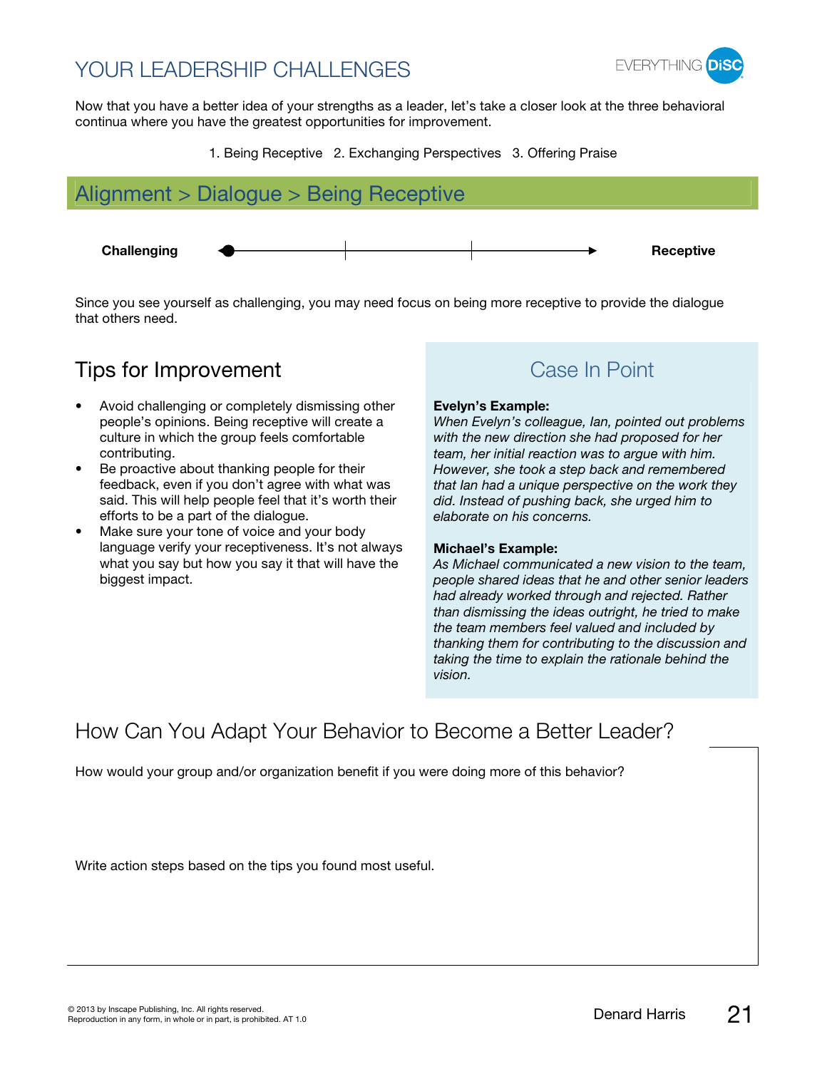# YOUR LEADERSHIP CHALLENGES

Now that you have a better idea of your strengths as a leader, let's take a closer look at the three behavioral continua where you have the greatest opportunities for improvement.

1. Being Receptive 2. Exchanging Perspectives 3. Offering Praise

## Alignment > Dialogue > Being Receptive

**Challenging** ←——————→ **Receptive**

Since you see yourself as challenging, you may need focus on being more receptive to provide the dialogue that others need.

### Tips for Improvement

- Avoid challenging or completely dismissing other people's opinions. Being receptive will create a culture in which the group feels comfortable contributing.
- Be proactive about thanking people for their feedback, even if you don't agree with what was said. This will help people feel that it's worth their efforts to be a part of the dialogue.
- Make sure your tone of voice and your body language verify your receptiveness. It's not always what you say but how you say it that will have the biggest impact.

### Case In Point

**Evelyn's Example:**
*When Evelyn's colleague, Ian, pointed out problems with the new direction she had proposed for her team, her initial reaction was to argue with him. However, she took a step back and remembered that Ian had a unique perspective on the work they did. Instead of pushing back, she urged him to elaborate on his concerns.*

**Michael's Example:**
*As Michael communicated a new vision to the team, people shared ideas that he and other senior leaders had already worked through and rejected. Rather than dismissing the ideas outright, he tried to make the team members feel valued and included by thanking them for contributing to the discussion and taking the time to explain the rationale behind the vision.*

## How Can You Adapt Your Behavior to Become a Better Leader?

How would your group and/or organization benefit if you were doing more of this behavior?

Write action steps based on the tips you found most useful.

© 2013 by Inscape Publishing, Inc. All rights reserved.
Reproduction in any form, in whole or in part, is prohibited. AT 1.0

Denard Harris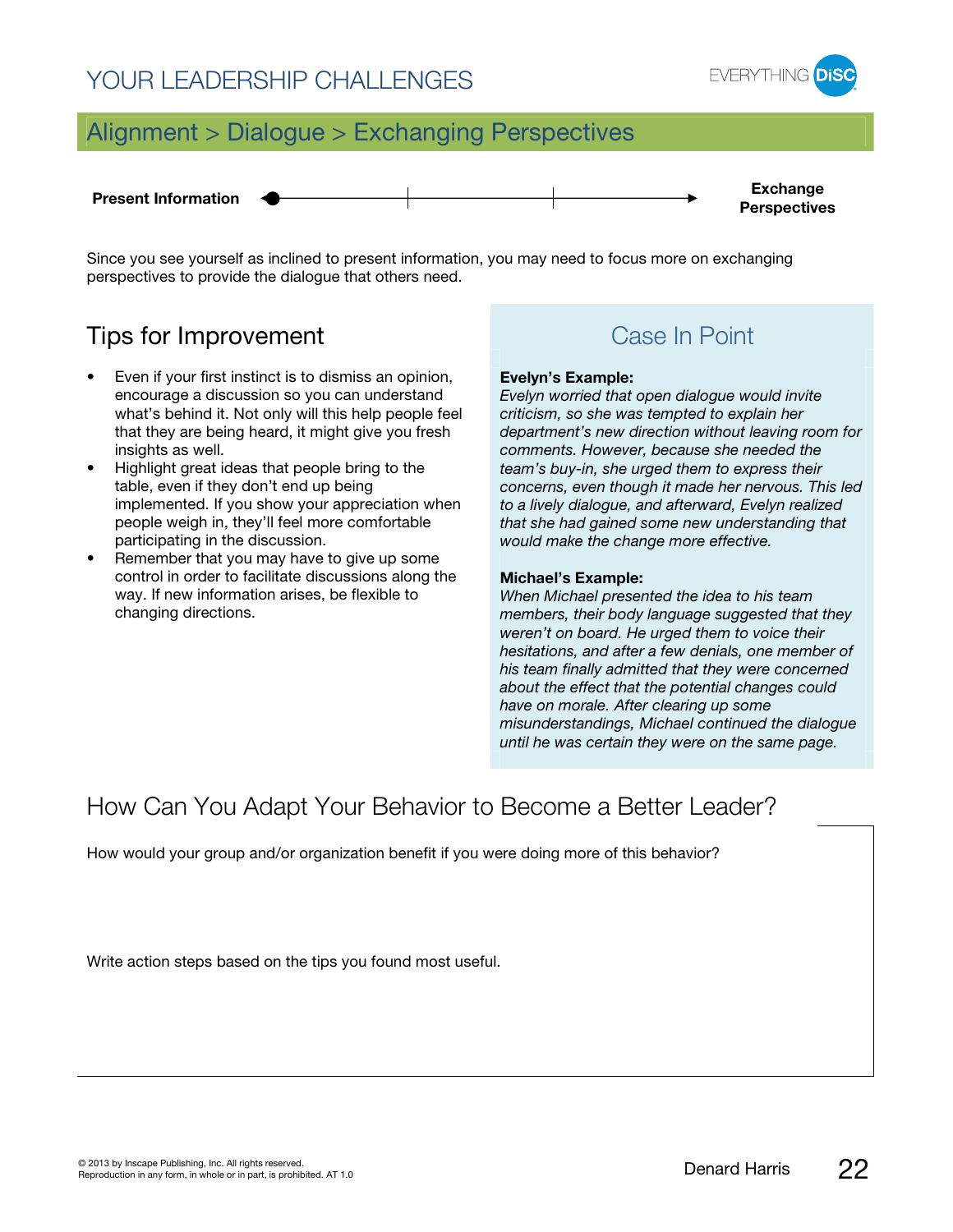# YOUR LEADERSHIP CHALLENGES

## Alignment > Dialogue > Exchanging Perspectives

**Present Information** ●——|——|——▶ **Exchange Perspectives**

Since you see yourself as inclined to present information, you may need to focus more on exchanging perspectives to provide the dialogue that others need.

### Tips for Improvement

- Even if your first instinct is to dismiss an opinion, encourage a discussion so you can understand what's behind it. Not only will this help people feel that they are being heard, it might give you fresh insights as well.
- Highlight great ideas that people bring to the table, even if they don't end up being implemented. If you show your appreciation when people weigh in, they'll feel more comfortable participating in the discussion.
- Remember that you may have to give up some control in order to facilitate discussions along the way. If new information arises, be flexible to changing directions.

### Case In Point

**Evelyn's Example:**
*Evelyn worried that open dialogue would invite criticism, so she was tempted to explain her department's new direction without leaving room for comments. However, because she needed the team's buy-in, she urged them to express their concerns, even though it made her nervous. This led to a lively dialogue, and afterward, Evelyn realized that she had gained some new understanding that would make the change more effective.*

**Michael's Example:**
*When Michael presented the idea to his team members, their body language suggested that they weren't on board. He urged them to voice their hesitations, and after a few denials, one member of his team finally admitted that they were concerned about the effect that the potential changes could have on morale. After clearing up some misunderstandings, Michael continued the dialogue until he was certain they were on the same page.*

## How Can You Adapt Your Behavior to Become a Better Leader?

How would your group and/or organization benefit if you were doing more of this behavior?

Write action steps based on the tips you found most useful.

© 2013 by Inscape Publishing, Inc. All rights reserved.
Reproduction in any form, in whole or in part, is prohibited. AT 1.0

Denard Harris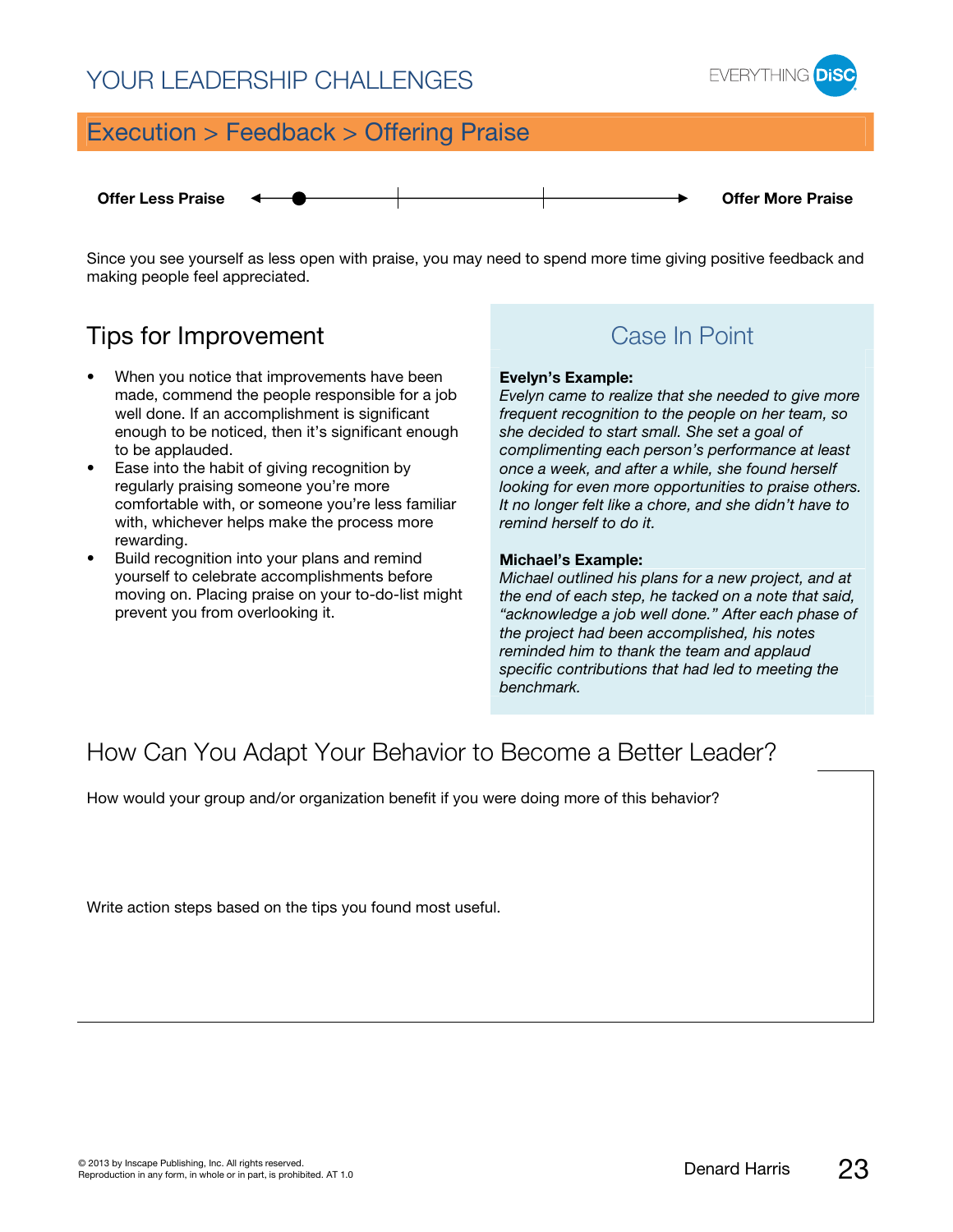# YOUR LEADERSHIP CHALLENGES

## Execution > Feedback > Offering Praise

Offer Less Praise

Offer More Praise

Since you see yourself as less open with praise, you may need to spend more time giving positive feedback and making people feel appreciated.

### Tips for Improvement

- When you notice that improvements have been made, commend the people responsible for a job well done. If an accomplishment is significant enough to be noticed, then it's significant enough to be applauded.
- Ease into the habit of giving recognition by regularly praising someone you're more comfortable with, or someone you're less familiar with, whichever helps make the process more rewarding.
- Build recognition into your plans and remind yourself to celebrate accomplishments before moving on. Placing praise on your to-do-list might prevent you from overlooking it.

### Case In Point

**Evelyn's Example:**
*Evelyn came to realize that she needed to give more frequent recognition to the people on her team, so she decided to start small. She set a goal of complimenting each person's performance at least once a week, and after a while, she found herself looking for even more opportunities to praise others. It no longer felt like a chore, and she didn't have to remind herself to do it.*

**Michael's Example:**
*Michael outlined his plans for a new project, and at the end of each step, he tacked on a note that said, "acknowledge a job well done." After each phase of the project had been accomplished, his notes reminded him to thank the team and applaud specific contributions that had led to meeting the benchmark.*

### How Can You Adapt Your Behavior to Become a Better Leader?

How would your group and/or organization benefit if you were doing more of this behavior?

Write action steps based on the tips you found most useful.

© 2013 by Inscape Publishing, Inc. All rights reserved.
Reproduction in any form, in whole or in part, is prohibited. AT 1.0

Denard Harris